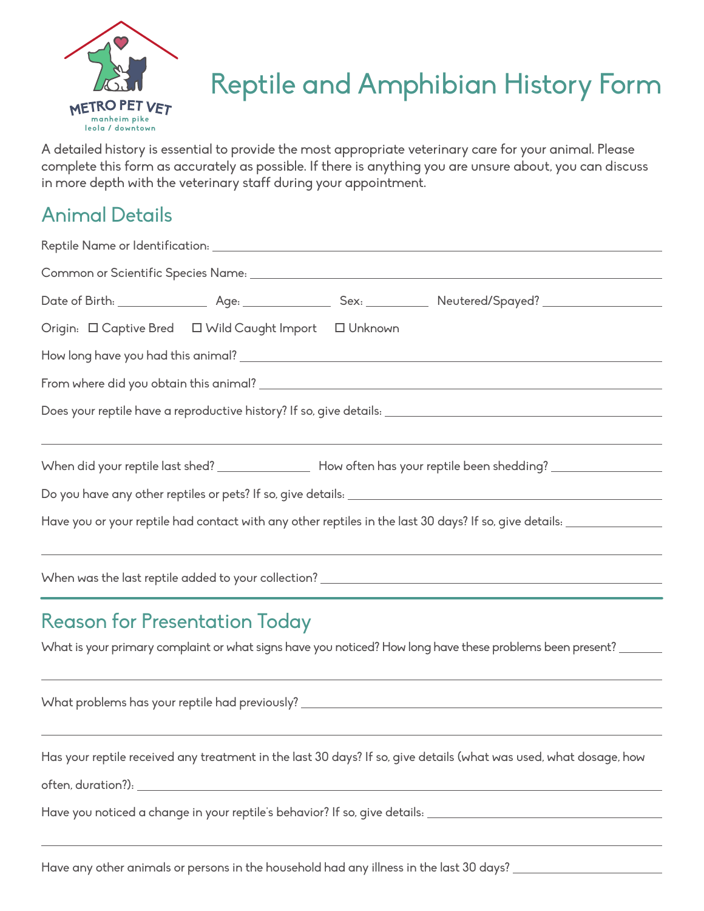METRO PET VET
manheim pike
leola / downtown

# Reptile and Amphibian History Form

A detailed history is essential to provide the most appropriate veterinary care for your animal. Please complete this form as accurately as possible. If there is anything you are unsure about, you can discuss in more depth with the veterinary staff during your appointment.

## Animal Details

Reptile Name or Identification: ______________________________

Common or Scientific Species Name: ______________________________

Date of Birth: __________ Age: __________ Sex: ________ Neutered/Spayed? __________

Origin: ☐ Captive Bred ☐ Wild Caught Import ☐ Unknown

How long have you had this animal? ______________________________

From where did you obtain this animal? ______________________________

Does your reptile have a reproductive history? If so, give details: ______________________________

______________________________

When did your reptile last shed? __________ How often has your reptile been shedding? __________

Do you have any other reptiles or pets? If so, give details: ______________________________

Have you or your reptile had contact with any other reptiles in the last 30 days? If so, give details: __________

______________________________

When was the last reptile added to your collection? ______________________________

## Reason for Presentation Today

What is your primary complaint or what signs have you noticed? How long have these problems been present? ______

______________________________

What problems has your reptile had previously? ______________________________

______________________________

Has your reptile received any treatment in the last 30 days? If so, give details (what was used, what dosage, how often, duration?): ______________________________

Have you noticed a change in your reptile's behavior? If so, give details: ______________________________

______________________________

Have any other animals or persons in the household had any illness in the last 30 days? __________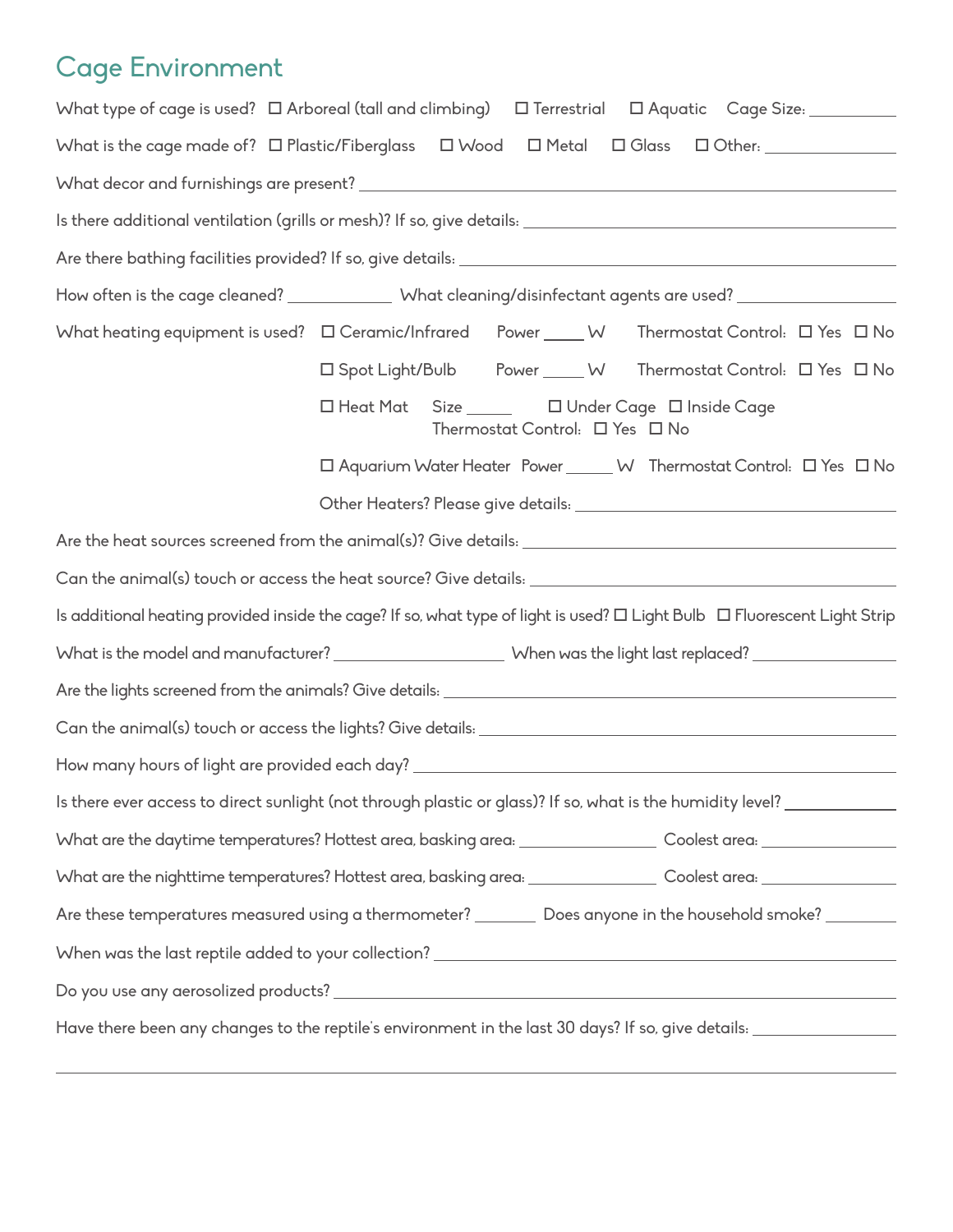## Cage Environment

What type of cage is used? ☐ Arboreal (tall and climbing) ☐ Terrestrial ☐ Aquatic Cage Size: ___________

What is the cage made of? ☐ Plastic/Fiberglass ☐ Wood ☐ Metal ☐ Glass ☐ Other: ___________

What decor and furnishings are present? ___________

Is there additional ventilation (grills or mesh)? If so, give details: ___________

Are there bathing facilities provided? If so, give details: ___________

How often is the cage cleaned? ___________ What cleaning/disinfectant agents are used? ___________

What heating equipment is used?

- ☐ Ceramic/Infrared Power _____ W Thermostat Control: ☐ Yes ☐ No
- ☐ Spot Light/Bulb Power _____ W Thermostat Control: ☐ Yes ☐ No
- ☐ Heat Mat Size _____ ☐ Under Cage ☐ Inside Cage Thermostat Control: ☐ Yes ☐ No
- ☐ Aquarium Water Heater Power _____ W Thermostat Control: ☐ Yes ☐ No
- Other Heaters? Please give details: ___________

Are the heat sources screened from the animal(s)? Give details: ___________

Can the animal(s) touch or access the heat source? Give details: ___________

Is additional heating provided inside the cage? If so, what type of light is used? ☐ Light Bulb ☐ Fluorescent Light Strip

What is the model and manufacturer? ___________ When was the light last replaced? ___________

Are the lights screened from the animals? Give details: ___________

Can the animal(s) touch or access the lights? Give details: ___________

How many hours of light are provided each day? ___________

Is there ever access to direct sunlight (not through plastic or glass)? If so, what is the humidity level? ___________

What are the daytime temperatures? Hottest area, basking area: ___________ Coolest area: ___________

What are the nighttime temperatures? Hottest area, basking area: ___________ Coolest area: ___________

Are these temperatures measured using a thermometer? ___________ Does anyone in the household smoke? ___________

When was the last reptile added to your collection? ___________

Do you use any aerosolized products? ___________

Have there been any changes to the reptile's environment in the last 30 days? If so, give details: ___________

___________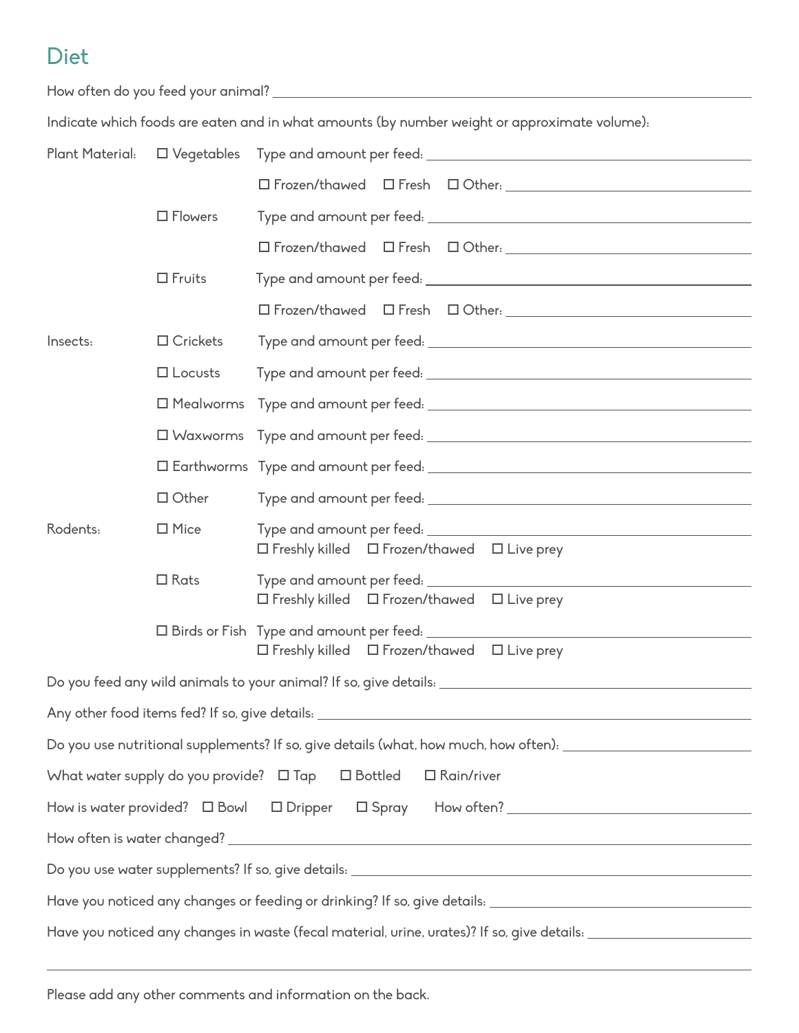## Diet

How often do you feed your animal? ____________________

Indicate which foods are eaten and in what amounts (by number weight or approximate volume):

Plant Material:

- ☐ Vegetables — Type and amount per feed: ____________________
  - ☐ Frozen/thawed ☐ Fresh ☐ Other: ____________________
- ☐ Flowers — Type and amount per feed: ____________________
  - ☐ Frozen/thawed ☐ Fresh ☐ Other: ____________________
- ☐ Fruits — Type and amount per feed: ____________________
  - ☐ Frozen/thawed ☐ Fresh ☐ Other: ____________________

Insects:

- ☐ Crickets — Type and amount per feed: ____________________
- ☐ Locusts — Type and amount per feed: ____________________
- ☐ Mealworms — Type and amount per feed: ____________________
- ☐ Waxworms — Type and amount per feed: ____________________
- ☐ Earthworms — Type and amount per feed: ____________________
- ☐ Other — Type and amount per feed: ____________________

Rodents:

- ☐ Mice — Type and amount per feed: ____________________
  - ☐ Freshly killed ☐ Frozen/thawed ☐ Live prey
- ☐ Rats — Type and amount per feed: ____________________
  - ☐ Freshly killed ☐ Frozen/thawed ☐ Live prey
- ☐ Birds or Fish — Type and amount per feed: ____________________
  - ☐ Freshly killed ☐ Frozen/thawed ☐ Live prey

Do you feed any wild animals to your animal? If so, give details: ____________________

Any other food items fed? If so, give details: ____________________

Do you use nutritional supplements? If so, give details (what, how much, how often): ____________________

What water supply do you provide? ☐ Tap ☐ Bottled ☐ Rain/river

How is water provided? ☐ Bowl ☐ Dripper ☐ Spray How often? ____________________

How often is water changed? ____________________

Do you use water supplements? If so, give details: ____________________

Have you noticed any changes or feeding or drinking? If so, give details: ____________________

Have you noticed any changes in waste (fecal material, urine, urates)? If so, give details: ____________________

____________________

Please add any other comments and information on the back.